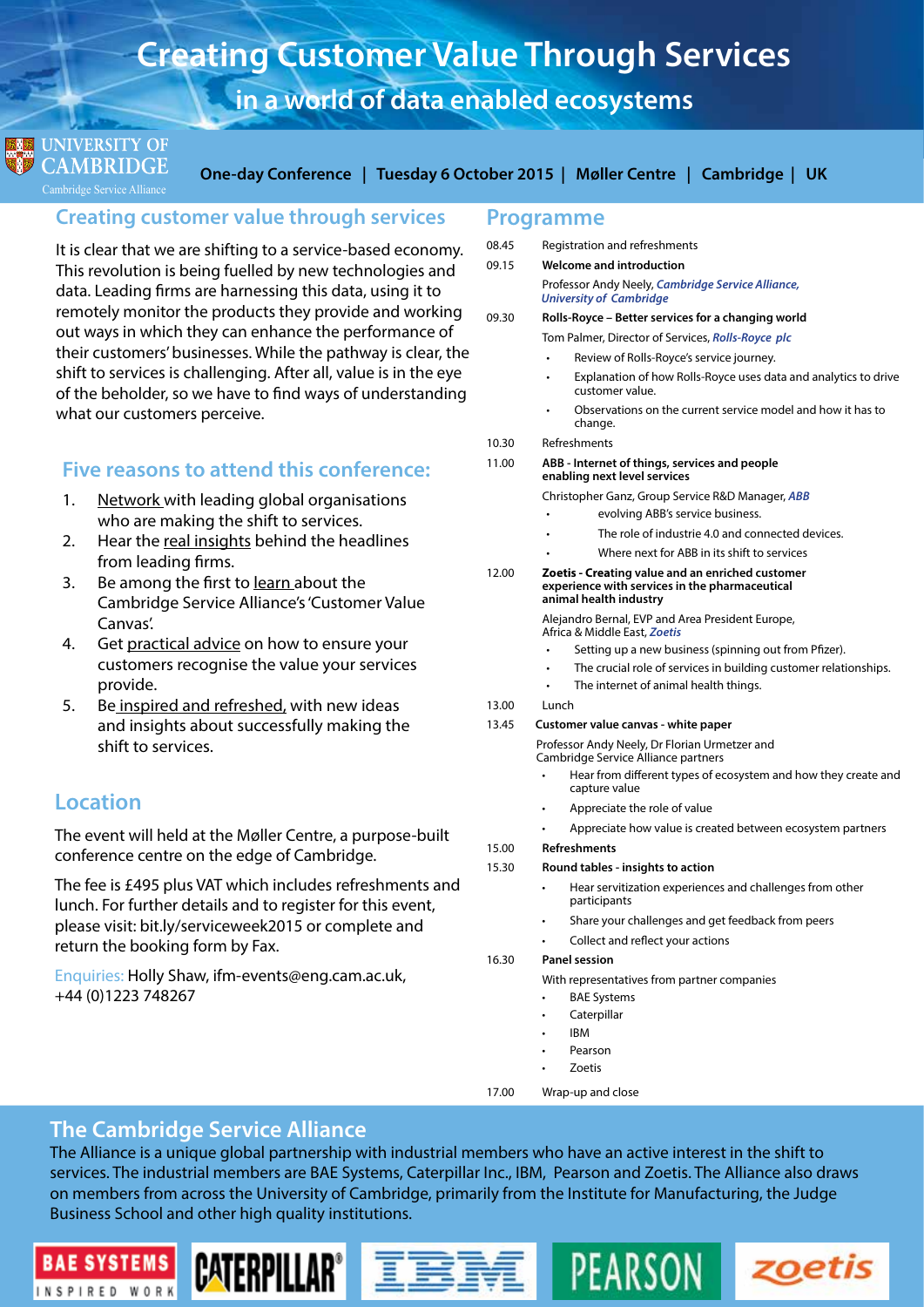# Creating Customer Value Through Services

## in a world of data enabled ecosystems

UNIVERSITY OF CAMBRIDGE
Cambridge Service Alliance

**One-day Conference | Tuesday 6 October 2015 | Møller Centre | Cambridge | UK**

## Creating customer value through services

It is clear that we are shifting to a service-based economy. This revolution is being fuelled by new technologies and data. Leading firms are harnessing this data, using it to remotely monitor the products they provide and working out ways in which they can enhance the performance of their customers' businesses. While the pathway is clear, the shift to services is challenging. After all, value is in the eye of the beholder, so we have to find ways of understanding what our customers perceive.

## Five reasons to attend this conference:

1. Network with leading global organisations who are making the shift to services.
2. Hear the real insights behind the headlines from leading firms.
3. Be among the first to learn about the Cambridge Service Alliance's 'Customer Value Canvas'.
4. Get practical advice on how to ensure your customers recognise the value your services provide.
5. Be inspired and refreshed, with new ideas and insights about successfully making the shift to services.

## Location

The event will held at the Møller Centre, a purpose-built conference centre on the edge of Cambridge.

The fee is £495 plus VAT which includes refreshments and lunch. For further details and to register for this event, please visit: bit.ly/serviceweek2015 or complete and return the booking form by Fax.

Enquiries: Holly Shaw, ifm-events@eng.cam.ac.uk, +44 (0)1223 748267

## Programme

08.45 Registration and refreshments

09.15 **Welcome and introduction**

Professor Andy Neely, *Cambridge Service Alliance, University of Cambridge*

09.30 **Rolls-Royce – Better services for a changing world**

Tom Palmer, Director of Services, *Rolls-Royce plc*

- Review of Rolls-Royce's service journey.
- Explanation of how Rolls-Royce uses data and analytics to drive customer value.
- Observations on the current service model and how it has to change.

10.30 Refreshments

11.00 **ABB - Internet of things, services and people enabling next level services**

Christopher Ganz, Group Service R&D Manager, *ABB*

- evolving ABB's service business.
- The role of industrie 4.0 and connected devices.
- Where next for ABB in its shift to services

12.00 **Zoetis - Creating value and an enriched customer experience with services in the pharmaceutical animal health industry**

Alejandro Bernal, EVP and Area President Europe, Africa & Middle East, *Zoetis*

- Setting up a new business (spinning out from Pfizer).
- The crucial role of services in building customer relationships.
- The internet of animal health things.

13.00 Lunch

13.45 **Customer value canvas - white paper**

Professor Andy Neely, Dr Florian Urmetzer and Cambridge Service Alliance partners

- Hear from different types of ecosystem and how they create and capture value
- Appreciate the role of value
- Appreciate how value is created between ecosystem partners

15.00 **Refreshments**

15.30 **Round tables - insights to action**

- Hear servitization experiences and challenges from other participants
- Share your challenges and get feedback from peers
- Collect and reflect your actions

16.30 **Panel session**

With representatives from partner companies

- BAE Systems
- Caterpillar
- IBM
- Pearson
- Zoetis

17.00 Wrap-up and close

## The Cambridge Service Alliance

The Alliance is a unique global partnership with industrial members who have an active interest in the shift to services. The industrial members are BAE Systems, Caterpillar Inc., IBM, Pearson and Zoetis. The Alliance also draws on members from across the University of Cambridge, primarily from the Institute for Manufacturing, the Judge Business School and other high quality institutions.

BAE SYSTEMS INSPIRED WORK | CATERPILLAR® | IBM | PEARSON | zoetis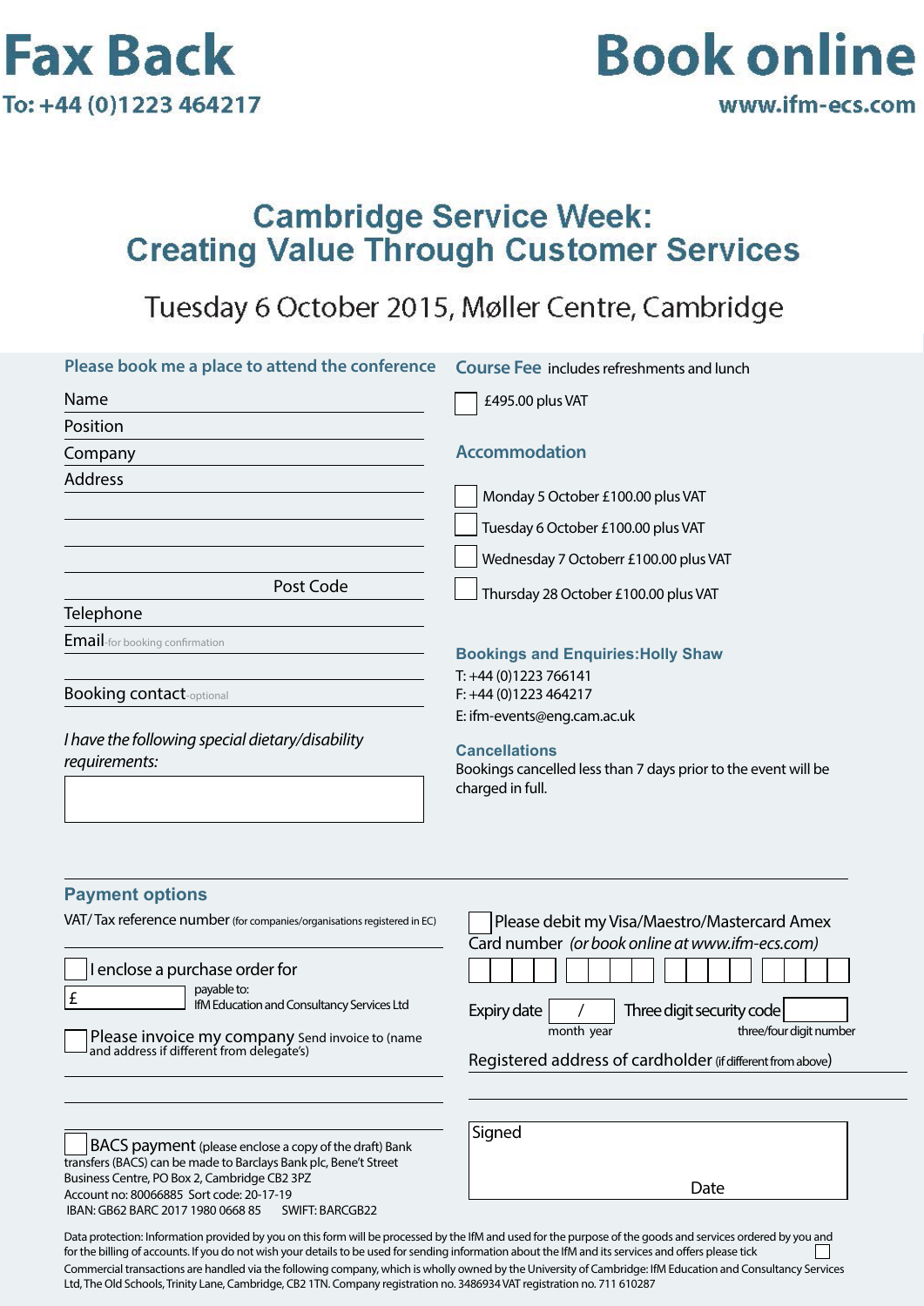# Fax Back

To: +44 (0)1223 464217

# Book online

www.ifm-ecs.com

## Cambridge Service Week: Creating Value Through Customer Services

Tuesday 6 October 2015, Møller Centre, Cambridge

### Please book me a place to attend the conference

Name

Position

Company

Address

Post Code

Telephone

Email -for booking confirmation

Booking contact -optional

*I have the following special dietary/disability requirements:*

### Course Fee includes refreshments and lunch

☐ £495.00 plus VAT

### Accommodation

☐ Monday 5 October £100.00 plus VAT

☐ Tuesday 6 October £100.00 plus VAT

☐ Wednesday 7 Octoberr £100.00 plus VAT

☐ Thursday 28 October £100.00 plus VAT

### Bookings and Enquiries:Holly Shaw

T: +44 (0)1223 766141
F: +44 (0)1223 464217
E: ifm-events@eng.cam.ac.uk

### Cancellations

Bookings cancelled less than 7 days prior to the event will be charged in full.

### Payment options

VAT/ Tax reference number (for companies/organisations registered in EC)

☐ I enclose a purchase order for

£ payable to: IfM Education and Consultancy Services Ltd

☐ Please invoice my company Send invoice to (name and address if different from delegate's)

☐ BACS payment (please enclose a copy of the draft) Bank transfers (BACS) can be made to Barclays Bank plc, Bene't Street Business Centre, PO Box 2, Cambridge CB2 3PZ
Account no: 80066885 Sort code: 20-17-19
IBAN: GB62 BARC 2017 1980 0668 85 SWIFT: BARCGB22

☐ Please debit my Visa/Maestro/Mastercard Amex

Card number *(or book online at www.ifm-ecs.com)*

Expiry date / (month year) Three digit security code (three/four digit number)

Registered address of cardholder (if different from above)

Signed

Date

Data protection: Information provided by you on this form will be processed by the IfM and used for the purpose of the goods and services ordered by you and for the billing of accounts. If you do not wish your details to be used for sending information about the IfM and its services and offers please tick ☐

Commercial transactions are handled via the following company, which is wholly owned by the University of Cambridge: IfM Education and Consultancy Services Ltd, The Old Schools, Trinity Lane, Cambridge, CB2 1TN. Company registration no. 3486934 VAT registration no. 711 610287